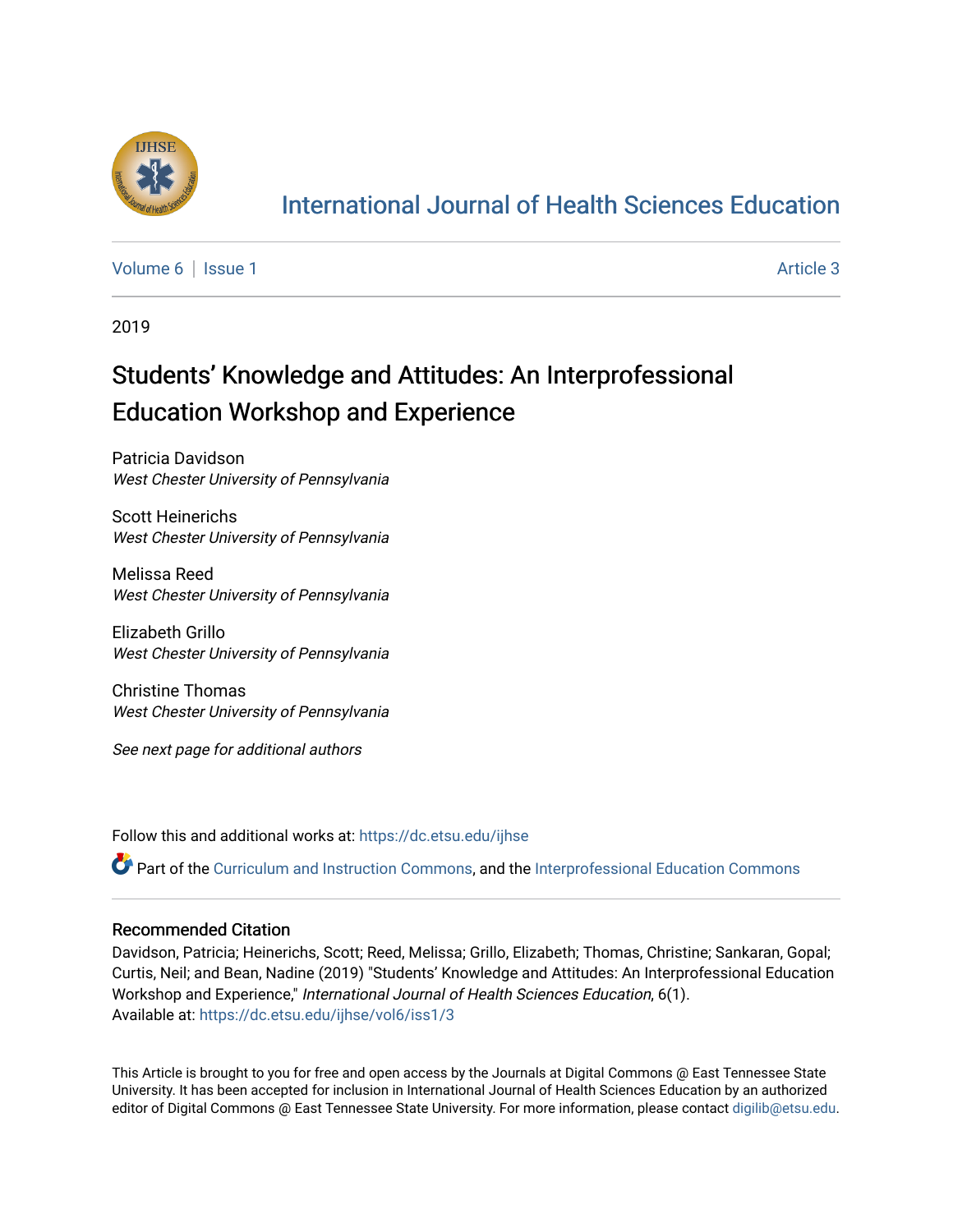# International Journal of Health Sciences Education

Volume 6 | Issue 1 Article 3

2019

## Students' Knowledge and Attitudes: An Interprofessional Education Workshop and Experience

Patricia Davidson
*West Chester University of Pennsylvania*

Scott Heinerichs
*West Chester University of Pennsylvania*

Melissa Reed
*West Chester University of Pennsylvania*

Elizabeth Grillo
*West Chester University of Pennsylvania*

Christine Thomas
*West Chester University of Pennsylvania*

*See next page for additional authors*

Follow this and additional works at: https://dc.etsu.edu/ijhse

Part of the Curriculum and Instruction Commons, and the Interprofessional Education Commons

### Recommended Citation

Davidson, Patricia; Heinerichs, Scott; Reed, Melissa; Grillo, Elizabeth; Thomas, Christine; Sankaran, Gopal; Curtis, Neil; and Bean, Nadine (2019) "Students' Knowledge and Attitudes: An Interprofessional Education Workshop and Experience," *International Journal of Health Sciences Education*, 6(1).
Available at: https://dc.etsu.edu/ijhse/vol6/iss1/3

This Article is brought to you for free and open access by the Journals at Digital Commons @ East Tennessee State University. It has been accepted for inclusion in International Journal of Health Sciences Education by an authorized editor of Digital Commons @ East Tennessee State University. For more information, please contact digilib@etsu.edu.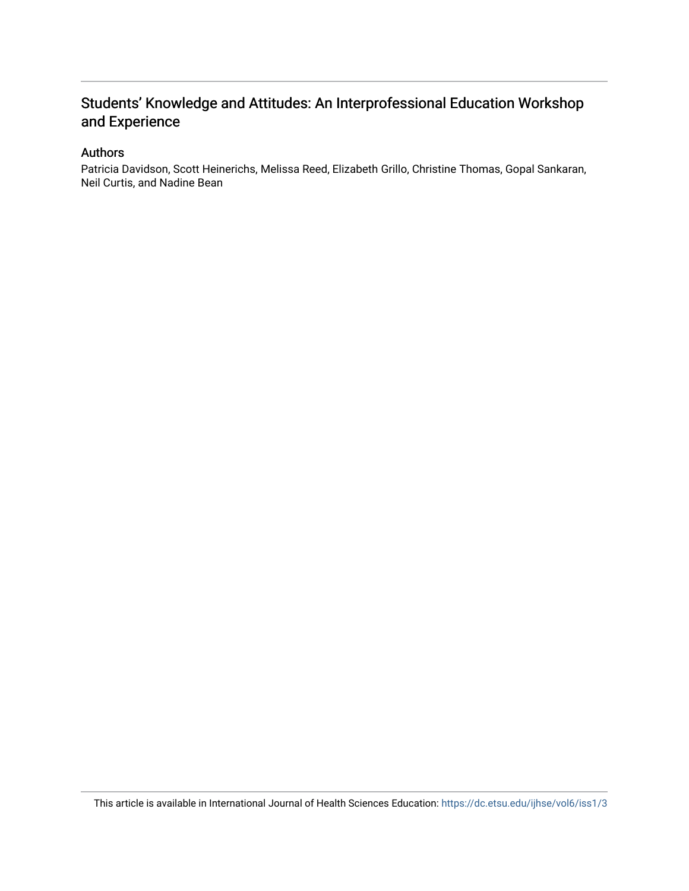## Students' Knowledge and Attitudes: An Interprofessional Education Workshop and Experience

### Authors

Patricia Davidson, Scott Heinerichs, Melissa Reed, Elizabeth Grillo, Christine Thomas, Gopal Sankaran, Neil Curtis, and Nadine Bean

This article is available in International Journal of Health Sciences Education: https://dc.etsu.edu/ijhse/vol6/iss1/3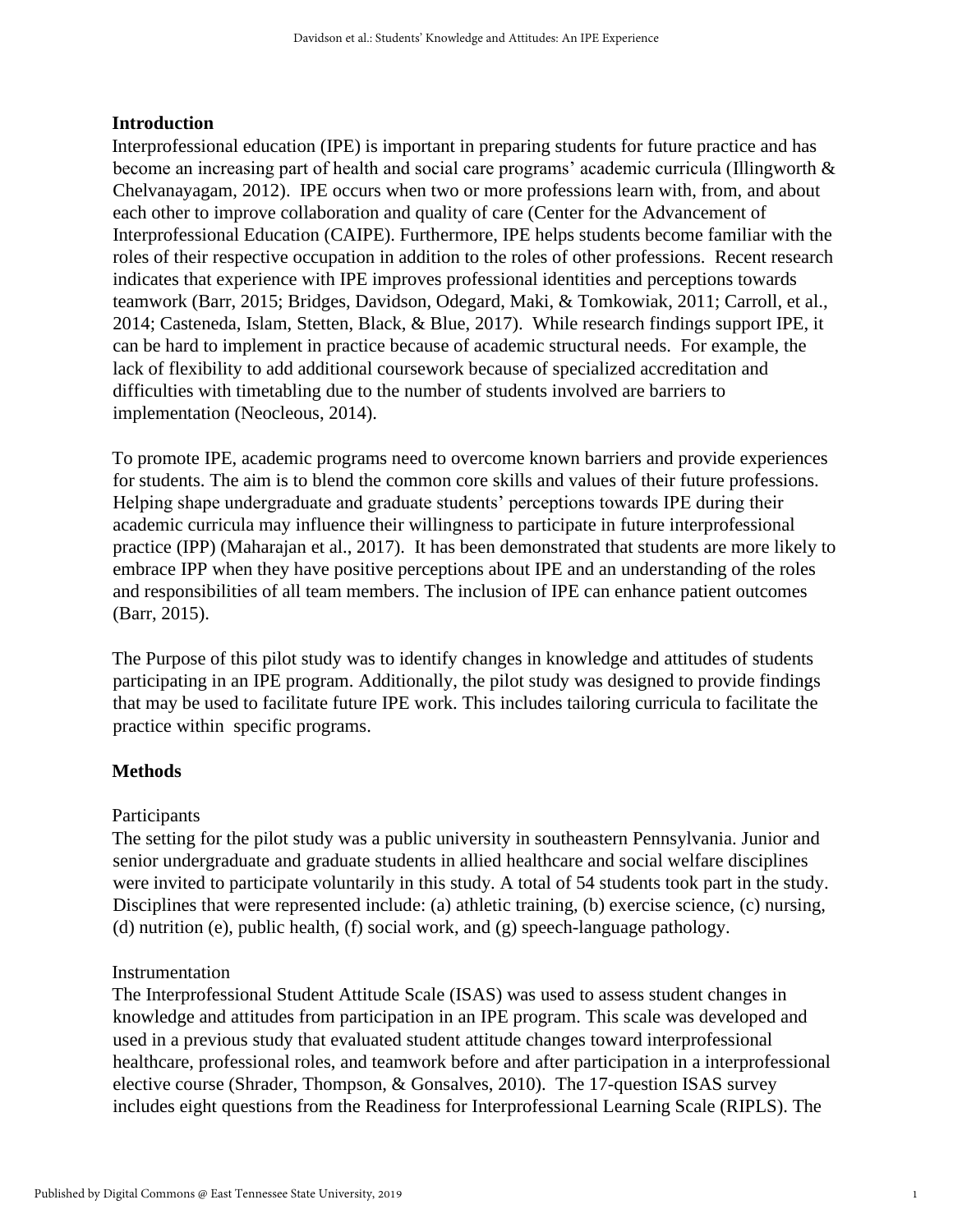## Introduction

Interprofessional education (IPE) is important in preparing students for future practice and has become an increasing part of health and social care programs' academic curricula (Illingworth & Chelvanayagam, 2012). IPE occurs when two or more professions learn with, from, and about each other to improve collaboration and quality of care (Center for the Advancement of Interprofessional Education (CAIPE). Furthermore, IPE helps students become familiar with the roles of their respective occupation in addition to the roles of other professions. Recent research indicates that experience with IPE improves professional identities and perceptions towards teamwork (Barr, 2015; Bridges, Davidson, Odegard, Maki, & Tomkowiak, 2011; Carroll, et al., 2014; Casteneda, Islam, Stetten, Black, & Blue, 2017). While research findings support IPE, it can be hard to implement in practice because of academic structural needs. For example, the lack of flexibility to add additional coursework because of specialized accreditation and difficulties with timetabling due to the number of students involved are barriers to implementation (Neocleous, 2014).

To promote IPE, academic programs need to overcome known barriers and provide experiences for students. The aim is to blend the common core skills and values of their future professions. Helping shape undergraduate and graduate students' perceptions towards IPE during their academic curricula may influence their willingness to participate in future interprofessional practice (IPP) (Maharajan et al., 2017). It has been demonstrated that students are more likely to embrace IPP when they have positive perceptions about IPE and an understanding of the roles and responsibilities of all team members. The inclusion of IPE can enhance patient outcomes (Barr, 2015).

The Purpose of this pilot study was to identify changes in knowledge and attitudes of students participating in an IPE program. Additionally, the pilot study was designed to provide findings that may be used to facilitate future IPE work. This includes tailoring curricula to facilitate the practice within specific programs.

## Methods

### Participants

The setting for the pilot study was a public university in southeastern Pennsylvania. Junior and senior undergraduate and graduate students in allied healthcare and social welfare disciplines were invited to participate voluntarily in this study. A total of 54 students took part in the study. Disciplines that were represented include: (a) athletic training, (b) exercise science, (c) nursing, (d) nutrition (e), public health, (f) social work, and (g) speech-language pathology.

### Instrumentation

The Interprofessional Student Attitude Scale (ISAS) was used to assess student changes in knowledge and attitudes from participation in an IPE program. This scale was developed and used in a previous study that evaluated student attitude changes toward interprofessional healthcare, professional roles, and teamwork before and after participation in a interprofessional elective course (Shrader, Thompson, & Gonsalves, 2010). The 17-question ISAS survey includes eight questions from the Readiness for Interprofessional Learning Scale (RIPLS). The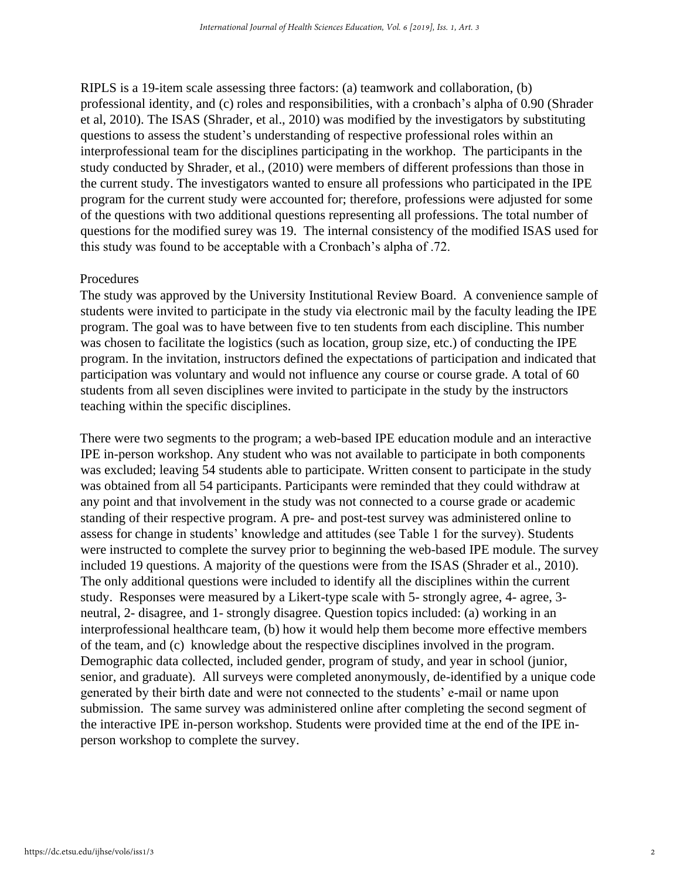RIPLS is a 19-item scale assessing three factors: (a) teamwork and collaboration, (b) professional identity, and (c) roles and responsibilities, with a cronbach's alpha of 0.90 (Shrader et al, 2010). The ISAS (Shrader, et al., 2010) was modified by the investigators by substituting questions to assess the student's understanding of respective professional roles within an interprofessional team for the disciplines participating in the workhop. The participants in the study conducted by Shrader, et al., (2010) were members of different professions than those in the current study. The investigators wanted to ensure all professions who participated in the IPE program for the current study were accounted for; therefore, professions were adjusted for some of the questions with two additional questions representing all professions. The total number of questions for the modified surey was 19. The internal consistency of the modified ISAS used for this study was found to be acceptable with a Cronbach's alpha of .72.

## Procedures

The study was approved by the University Institutional Review Board. A convenience sample of students were invited to participate in the study via electronic mail by the faculty leading the IPE program. The goal was to have between five to ten students from each discipline. This number was chosen to facilitate the logistics (such as location, group size, etc.) of conducting the IPE program. In the invitation, instructors defined the expectations of participation and indicated that participation was voluntary and would not influence any course or course grade. A total of 60 students from all seven disciplines were invited to participate in the study by the instructors teaching within the specific disciplines.

There were two segments to the program; a web-based IPE education module and an interactive IPE in-person workshop. Any student who was not available to participate in both components was excluded; leaving 54 students able to participate. Written consent to participate in the study was obtained from all 54 participants. Participants were reminded that they could withdraw at any point and that involvement in the study was not connected to a course grade or academic standing of their respective program. A pre- and post-test survey was administered online to assess for change in students' knowledge and attitudes (see Table 1 for the survey). Students were instructed to complete the survey prior to beginning the web-based IPE module. The survey included 19 questions. A majority of the questions were from the ISAS (Shrader et al., 2010). The only additional questions were included to identify all the disciplines within the current study. Responses were measured by a Likert-type scale with 5- strongly agree, 4- agree, 3- neutral, 2- disagree, and 1- strongly disagree. Question topics included: (a) working in an interprofessional healthcare team, (b) how it would help them become more effective members of the team, and (c) knowledge about the respective disciplines involved in the program. Demographic data collected, included gender, program of study, and year in school (junior, senior, and graduate). All surveys were completed anonymously, de-identified by a unique code generated by their birth date and were not connected to the students' e-mail or name upon submission. The same survey was administered online after completing the second segment of the interactive IPE in-person workshop. Students were provided time at the end of the IPE in-person workshop to complete the survey.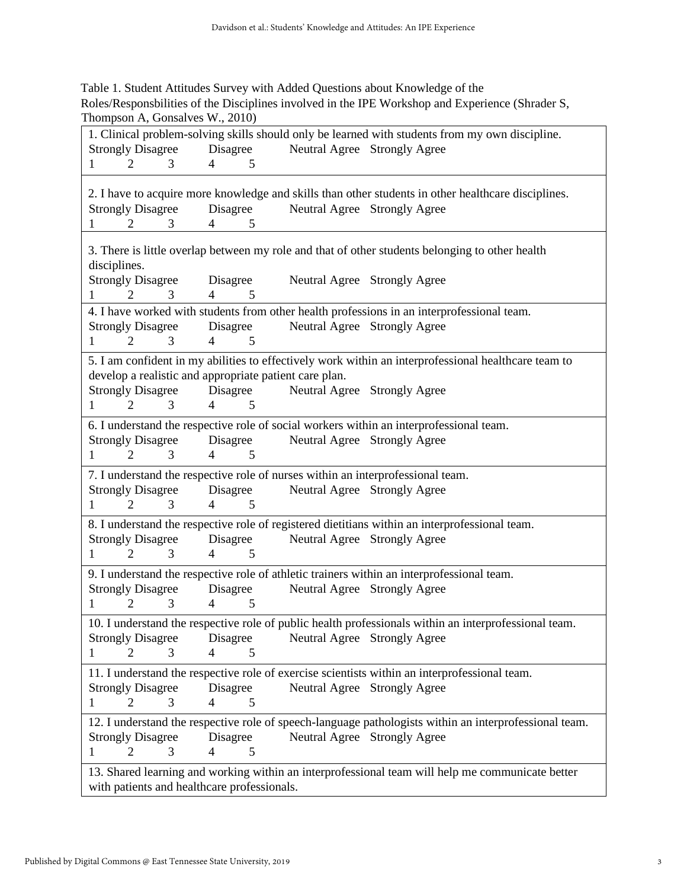Table 1. Student Attitudes Survey with Added Questions about Knowledge of the Roles/Responsbilities of the Disciplines involved in the IPE Workshop and Experience (Shrader S, Thompson A, Gonsalves W., 2010)

| |
|---|
| 1. Clinical problem-solving skills should only be learned with students from my own discipline.<br>Strongly Disagree Disagree Neutral Agree Strongly Agree<br>1 2 3 4 5 |
| 2. I have to acquire more knowledge and skills than other students in other healthcare disciplines.<br>Strongly Disagree Disagree Neutral Agree Strongly Agree<br>1 2 3 4 5 |
| 3. There is little overlap between my role and that of other students belonging to other health disciplines.<br>Strongly Disagree Disagree Neutral Agree Strongly Agree<br>1 2 3 4 5 |
| 4. I have worked with students from other health professions in an interprofessional team.<br>Strongly Disagree Disagree Neutral Agree Strongly Agree<br>1 2 3 4 5 |
| 5. I am confident in my abilities to effectively work within an interprofessional healthcare team to develop a realistic and appropriate patient care plan.<br>Strongly Disagree Disagree Neutral Agree Strongly Agree<br>1 2 3 4 5 |
| 6. I understand the respective role of social workers within an interprofessional team.<br>Strongly Disagree Disagree Neutral Agree Strongly Agree<br>1 2 3 4 5 |
| 7. I understand the respective role of nurses within an interprofessional team.<br>Strongly Disagree Disagree Neutral Agree Strongly Agree<br>1 2 3 4 5 |
| 8. I understand the respective role of registered dietitians within an interprofessional team.<br>Strongly Disagree Disagree Neutral Agree Strongly Agree<br>1 2 3 4 5 |
| 9. I understand the respective role of athletic trainers within an interprofessional team.<br>Strongly Disagree Disagree Neutral Agree Strongly Agree<br>1 2 3 4 5 |
| 10. I understand the respective role of public health professionals within an interprofessional team.<br>Strongly Disagree Disagree Neutral Agree Strongly Agree<br>1 2 3 4 5 |
| 11. I understand the respective role of exercise scientists within an interprofessional team.<br>Strongly Disagree Disagree Neutral Agree Strongly Agree<br>1 2 3 4 5 |
| 12. I understand the respective role of speech-language pathologists within an interprofessional team.<br>Strongly Disagree Disagree Neutral Agree Strongly Agree<br>1 2 3 4 5 |
| 13. Shared learning and working within an interprofessional team will help me communicate better with patients and healthcare professionals. |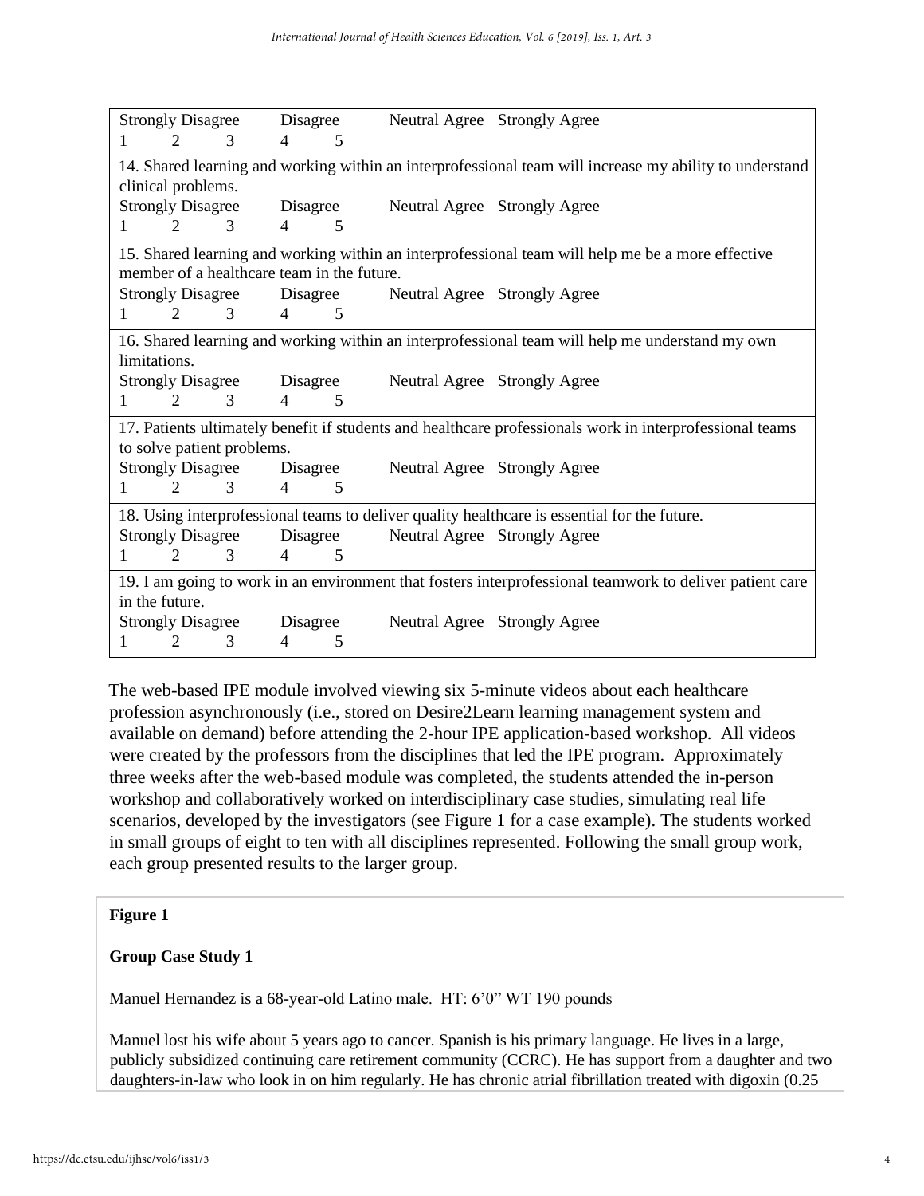| |
|---|
| Strongly Disagree Disagree Neutral Agree Strongly Agree<br>1 2 3 4 5 |
| 14. Shared learning and working within an interprofessional team will increase my ability to understand clinical problems.<br>Strongly Disagree Disagree Neutral Agree Strongly Agree<br>1 2 3 4 5 |
| 15. Shared learning and working within an interprofessional team will help me be a more effective member of a healthcare team in the future.<br>Strongly Disagree Disagree Neutral Agree Strongly Agree<br>1 2 3 4 5 |
| 16. Shared learning and working within an interprofessional team will help me understand my own limitations.<br>Strongly Disagree Disagree Neutral Agree Strongly Agree<br>1 2 3 4 5 |
| 17. Patients ultimately benefit if students and healthcare professionals work in interprofessional teams to solve patient problems.<br>Strongly Disagree Disagree Neutral Agree Strongly Agree<br>1 2 3 4 5 |
| 18. Using interprofessional teams to deliver quality healthcare is essential for the future.<br>Strongly Disagree Disagree Neutral Agree Strongly Agree<br>1 2 3 4 5 |
| 19. I am going to work in an environment that fosters interprofessional teamwork to deliver patient care in the future.<br>Strongly Disagree Disagree Neutral Agree Strongly Agree<br>1 2 3 4 5 |

The web-based IPE module involved viewing six 5-minute videos about each healthcare profession asynchronously (i.e., stored on Desire2Learn learning management system and available on demand) before attending the 2-hour IPE application-based workshop. All videos were created by the professors from the disciplines that led the IPE program. Approximately three weeks after the web-based module was completed, the students attended the in-person workshop and collaboratively worked on interdisciplinary case studies, simulating real life scenarios, developed by the investigators (see Figure 1 for a case example). The students worked in small groups of eight to ten with all disciplines represented. Following the small group work, each group presented results to the larger group.

**Figure 1**

**Group Case Study 1**

Manuel Hernandez is a 68-year-old Latino male. HT: 6'0" WT 190 pounds

Manuel lost his wife about 5 years ago to cancer. Spanish is his primary language. He lives in a large, publicly subsidized continuing care retirement community (CCRC). He has support from a daughter and two daughters-in-law who look in on him regularly. He has chronic atrial fibrillation treated with digoxin (0.25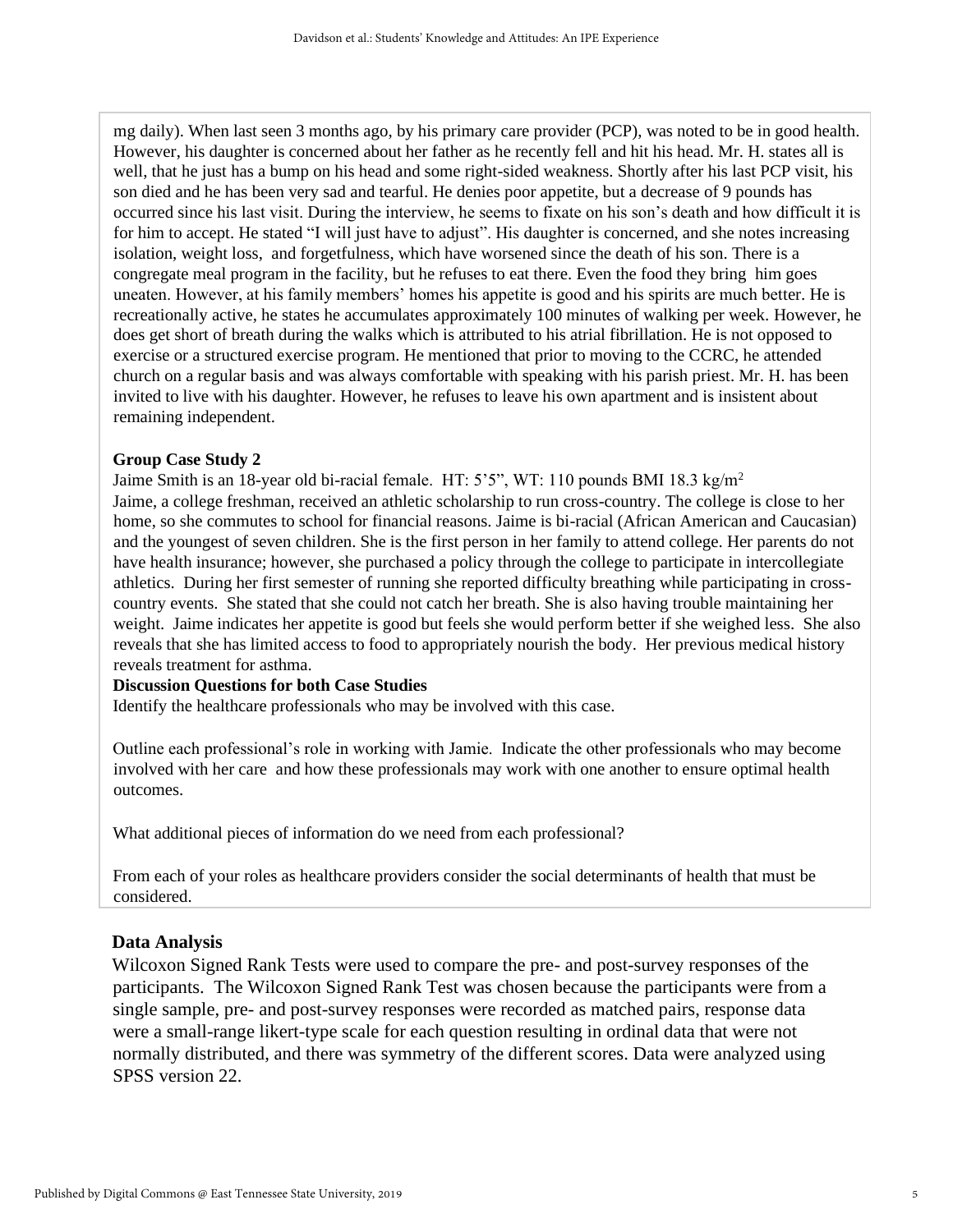mg daily). When last seen 3 months ago, by his primary care provider (PCP), was noted to be in good health. However, his daughter is concerned about her father as he recently fell and hit his head. Mr. H. states all is well, that he just has a bump on his head and some right-sided weakness. Shortly after his last PCP visit, his son died and he has been very sad and tearful. He denies poor appetite, but a decrease of 9 pounds has occurred since his last visit. During the interview, he seems to fixate on his son's death and how difficult it is for him to accept. He stated "I will just have to adjust". His daughter is concerned, and she notes increasing isolation, weight loss, and forgetfulness, which have worsened since the death of his son. There is a congregate meal program in the facility, but he refuses to eat there. Even the food they bring him goes uneaten. However, at his family members' homes his appetite is good and his spirits are much better. He is recreationally active, he states he accumulates approximately 100 minutes of walking per week. However, he does get short of breath during the walks which is attributed to his atrial fibrillation. He is not opposed to exercise or a structured exercise program. He mentioned that prior to moving to the CCRC, he attended church on a regular basis and was always comfortable with speaking with his parish priest. Mr. H. has been invited to live with his daughter. However, he refuses to leave his own apartment and is insistent about remaining independent.

**Group Case Study 2**

Jaime Smith is an 18-year old bi-racial female. HT: 5'5", WT: 110 pounds BMI 18.3 kg/$m^2$

Jaime, a college freshman, received an athletic scholarship to run cross-country. The college is close to her home, so she commutes to school for financial reasons. Jaime is bi-racial (African American and Caucasian) and the youngest of seven children. She is the first person in her family to attend college. Her parents do not have health insurance; however, she purchased a policy through the college to participate in intercollegiate athletics. During her first semester of running she reported difficulty breathing while participating in cross-country events. She stated that she could not catch her breath. She is also having trouble maintaining her weight. Jaime indicates her appetite is good but feels she would perform better if she weighed less. She also reveals that she has limited access to food to appropriately nourish the body. Her previous medical history reveals treatment for asthma.

**Discussion Questions for both Case Studies**

Identify the healthcare professionals who may be involved with this case.

Outline each professional's role in working with Jamie. Indicate the other professionals who may become involved with her care and how these professionals may work with one another to ensure optimal health outcomes.

What additional pieces of information do we need from each professional?

From each of your roles as healthcare providers consider the social determinants of health that must be considered.

## Data Analysis

Wilcoxon Signed Rank Tests were used to compare the pre- and post-survey responses of the participants. The Wilcoxon Signed Rank Test was chosen because the participants were from a single sample, pre- and post-survey responses were recorded as matched pairs, response data were a small-range likert-type scale for each question resulting in ordinal data that were not normally distributed, and there was symmetry of the different scores. Data were analyzed using SPSS version 22.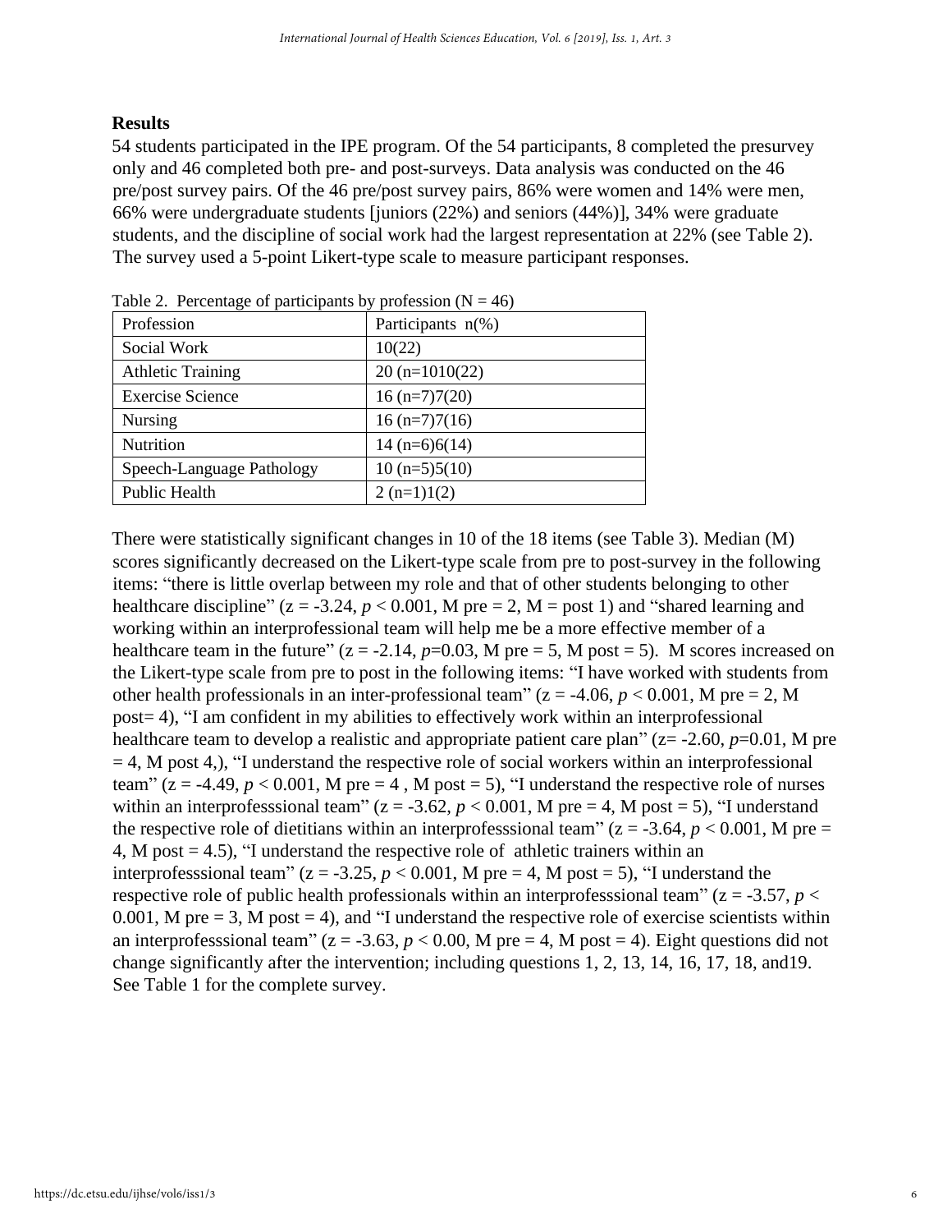**Results**

54 students participated in the IPE program. Of the 54 participants, 8 completed the presurvey only and 46 completed both pre- and post-surveys. Data analysis was conducted on the 46 pre/post survey pairs. Of the 46 pre/post survey pairs, 86% were women and 14% were men, 66% were undergraduate students [juniors (22%) and seniors (44%)], 34% were graduate students, and the discipline of social work had the largest representation at 22% (see Table 2). The survey used a 5-point Likert-type scale to measure participant responses.

Table 2. Percentage of participants by profession (N = 46)

| Profession | Participants n(%) |
|---|---|
| Social Work | 10(22) |
| Athletic Training | 20 (n=1010(22) |
| Exercise Science | 16 (n=7)7(20) |
| Nursing | 16 (n=7)7(16) |
| Nutrition | 14 (n=6)6(14) |
| Speech-Language Pathology | 10 (n=5)5(10) |
| Public Health | 2 (n=1)1(2) |

There were statistically significant changes in 10 of the 18 items (see Table 3). Median (M) scores significantly decreased on the Likert-type scale from pre to post-survey in the following items: "there is little overlap between my role and that of other students belonging to other healthcare discipline" ($z = -3.24$, $p < 0.001$, M pre = 2, M = post 1) and "shared learning and working within an interprofessional team will help me be a more effective member of a healthcare team in the future" ($z = -2.14$, $p$=0.03, M pre = 5, M post = 5). M scores increased on the Likert-type scale from pre to post in the following items: "I have worked with students from other health professionals in an inter-professional team" ($z = -4.06$, $p < 0.001$, M pre = 2, M post= 4), "I am confident in my abilities to effectively work within an interprofessional healthcare team to develop a realistic and appropriate patient care plan" ($z= -2.60$, $p$=0.01, M pre = 4, M post 4,), "I understand the respective role of social workers within an interprofessional team" ($z = -4.49$, $p < 0.001$, M pre = 4 , M post = 5), "I understand the respective role of nurses within an interprofesssional team" ($z = -3.62$, $p < 0.001$, M pre = 4, M post = 5), "I understand the respective role of dietitians within an interprofesssional team" ($z = -3.64$, $p < 0.001$, M pre = 4, M post = 4.5), "I understand the respective role of athletic trainers within an interprofesssional team" ($z = -3.25$, $p < 0.001$, M pre = 4, M post = 5), "I understand the respective role of public health professionals within an interprofesssional team" ($z = -3.57$, $p < 0.001$, M pre = 3, M post = 4), and "I understand the respective role of exercise scientists within an interprofesssional team" ($z = -3.63$, $p < 0.00$, M pre = 4, M post = 4). Eight questions did not change significantly after the intervention; including questions 1, 2, 13, 14, 16, 17, 18, and19. See Table 1 for the complete survey.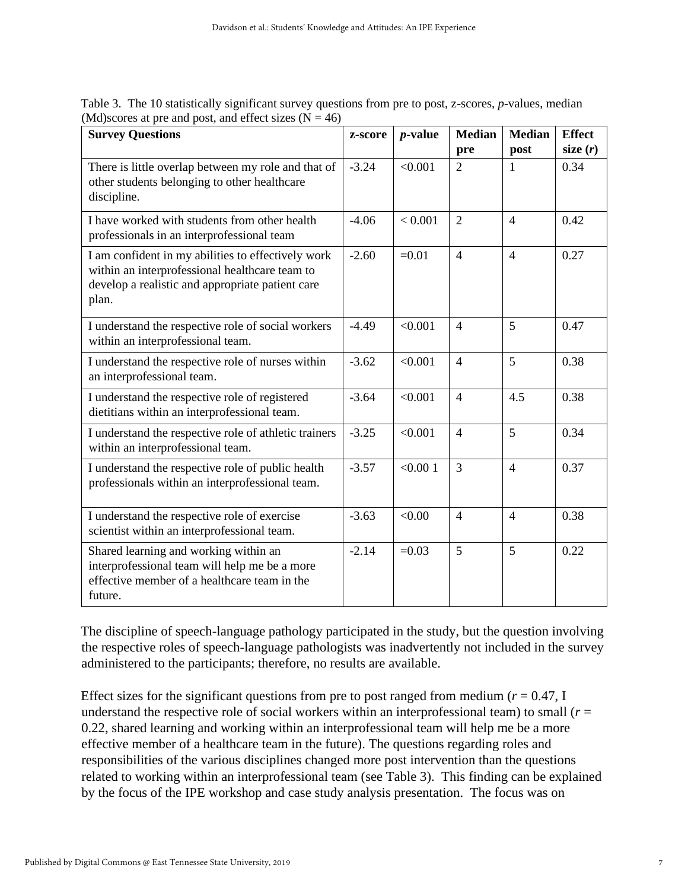Table 3. The 10 statistically significant survey questions from pre to post, z-scores, *p*-values, median (Md)scores at pre and post, and effect sizes (N = 46)

| Survey Questions | z-score | *p*-value | Median pre | Median post | Effect size (*r*) |
|---|---|---|---|---|---|
| There is little overlap between my role and that of other students belonging to other healthcare discipline. | -3.24 | <0.001 | 2 | 1 | 0.34 |
| I have worked with students from other health professionals in an interprofessional team | -4.06 | < 0.001 | 2 | 4 | 0.42 |
| I am confident in my abilities to effectively work within an interprofessional healthcare team to develop a realistic and appropriate patient care plan. | -2.60 | =0.01 | 4 | 4 | 0.27 |
| I understand the respective role of social workers within an interprofessional team. | -4.49 | <0.001 | 4 | 5 | 0.47 |
| I understand the respective role of nurses within an interprofessional team. | -3.62 | <0.001 | 4 | 5 | 0.38 |
| I understand the respective role of registered dietitians within an interprofessional team. | -3.64 | <0.001 | 4 | 4.5 | 0.38 |
| I understand the respective role of athletic trainers within an interprofessional team. | -3.25 | <0.001 | 4 | 5 | 0.34 |
| I understand the respective role of public health professionals within an interprofessional team. | -3.57 | <0.00 1 | 3 | 4 | 0.37 |
| I understand the respective role of exercise scientist within an interprofessional team. | -3.63 | <0.00 | 4 | 4 | 0.38 |
| Shared learning and working within an interprofessional team will help me be a more effective member of a healthcare team in the future. | -2.14 | =0.03 | 5 | 5 | 0.22 |

The discipline of speech-language pathology participated in the study, but the question involving the respective roles of speech-language pathologists was inadvertently not included in the survey administered to the participants; therefore, no results are available.

Effect sizes for the significant questions from pre to post ranged from medium ($r$ = 0.47, I understand the respective role of social workers within an interprofessional team) to small ($r$ = 0.22, shared learning and working within an interprofessional team will help me be a more effective member of a healthcare team in the future). The questions regarding roles and responsibilities of the various disciplines changed more post intervention than the questions related to working within an interprofessional team (see Table 3). This finding can be explained by the focus of the IPE workshop and case study analysis presentation. The focus was on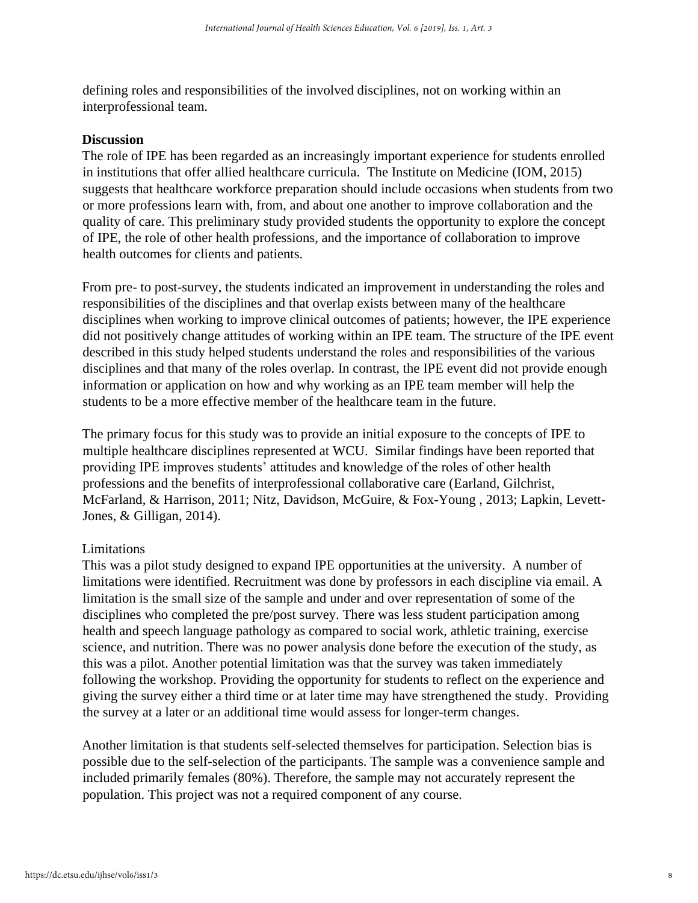defining roles and responsibilities of the involved disciplines, not on working within an interprofessional team.

## Discussion

The role of IPE has been regarded as an increasingly important experience for students enrolled in institutions that offer allied healthcare curricula. The Institute on Medicine (IOM, 2015) suggests that healthcare workforce preparation should include occasions when students from two or more professions learn with, from, and about one another to improve collaboration and the quality of care. This preliminary study provided students the opportunity to explore the concept of IPE, the role of other health professions, and the importance of collaboration to improve health outcomes for clients and patients.

From pre- to post-survey, the students indicated an improvement in understanding the roles and responsibilities of the disciplines and that overlap exists between many of the healthcare disciplines when working to improve clinical outcomes of patients; however, the IPE experience did not positively change attitudes of working within an IPE team. The structure of the IPE event described in this study helped students understand the roles and responsibilities of the various disciplines and that many of the roles overlap. In contrast, the IPE event did not provide enough information or application on how and why working as an IPE team member will help the students to be a more effective member of the healthcare team in the future.

The primary focus for this study was to provide an initial exposure to the concepts of IPE to multiple healthcare disciplines represented at WCU. Similar findings have been reported that providing IPE improves students' attitudes and knowledge of the roles of other health professions and the benefits of interprofessional collaborative care (Earland, Gilchrist, McFarland, & Harrison, 2011; Nitz, Davidson, McGuire, & Fox-Young , 2013; Lapkin, Levett-Jones, & Gilligan, 2014).

### Limitations

This was a pilot study designed to expand IPE opportunities at the university. A number of limitations were identified. Recruitment was done by professors in each discipline via email. A limitation is the small size of the sample and under and over representation of some of the disciplines who completed the pre/post survey. There was less student participation among health and speech language pathology as compared to social work, athletic training, exercise science, and nutrition. There was no power analysis done before the execution of the study, as this was a pilot. Another potential limitation was that the survey was taken immediately following the workshop. Providing the opportunity for students to reflect on the experience and giving the survey either a third time or at later time may have strengthened the study. Providing the survey at a later or an additional time would assess for longer-term changes.

Another limitation is that students self-selected themselves for participation. Selection bias is possible due to the self-selection of the participants. The sample was a convenience sample and included primarily females (80%). Therefore, the sample may not accurately represent the population. This project was not a required component of any course.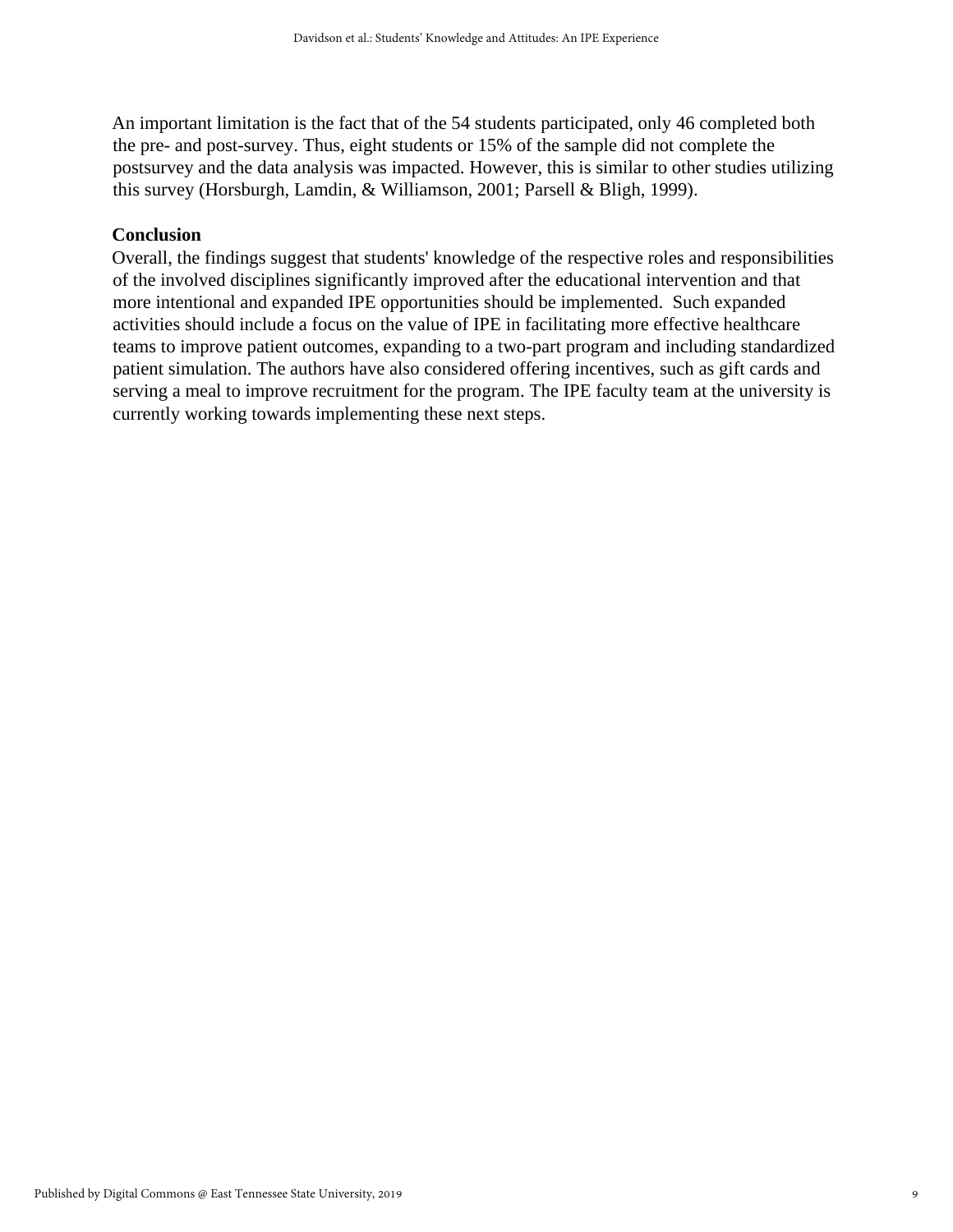An important limitation is the fact that of the 54 students participated, only 46 completed both the pre- and post-survey. Thus, eight students or 15% of the sample did not complete the postsurvey and the data analysis was impacted. However, this is similar to other studies utilizing this survey (Horsburgh, Lamdin, & Williamson, 2001; Parsell & Bligh, 1999).

## Conclusion

Overall, the findings suggest that students' knowledge of the respective roles and responsibilities of the involved disciplines significantly improved after the educational intervention and that more intentional and expanded IPE opportunities should be implemented. Such expanded activities should include a focus on the value of IPE in facilitating more effective healthcare teams to improve patient outcomes, expanding to a two-part program and including standardized patient simulation. The authors have also considered offering incentives, such as gift cards and serving a meal to improve recruitment for the program. The IPE faculty team at the university is currently working towards implementing these next steps.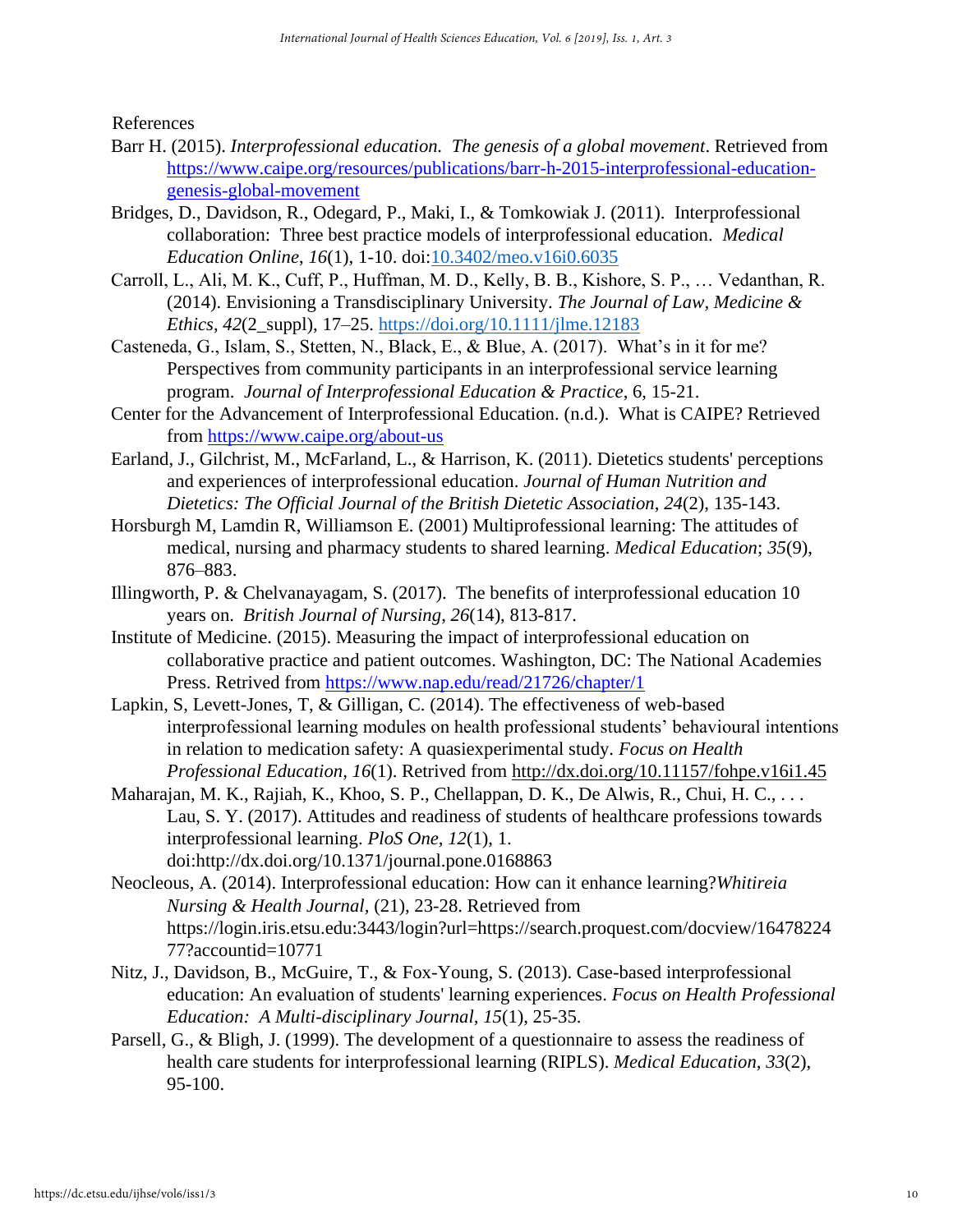References

Barr H. (2015). *Interprofessional education. The genesis of a global movement*. Retrieved from https://www.caipe.org/resources/publications/barr-h-2015-interprofessional-education-genesis-global-movement

Bridges, D., Davidson, R., Odegard, P., Maki, I., & Tomkowiak J. (2011). Interprofessional collaboration: Three best practice models of interprofessional education. *Medical Education Online*, *16*(1), 1-10. doi:10.3402/meo.v16i0.6035

Carroll, L., Ali, M. K., Cuff, P., Huffman, M. D., Kelly, B. B., Kishore, S. P., … Vedanthan, R. (2014). Envisioning a Transdisciplinary University. *The Journal of Law, Medicine & Ethics*, *42*(2_suppl), 17–25. https://doi.org/10.1111/jlme.12183

Casteneda, G., Islam, S., Stetten, N., Black, E., & Blue, A. (2017). What's in it for me? Perspectives from community participants in an interprofessional service learning program. *Journal of Interprofessional Education & Practice*, 6, 15-21.

Center for the Advancement of Interprofessional Education. (n.d.). What is CAIPE? Retrieved from https://www.caipe.org/about-us

Earland, J., Gilchrist, M., McFarland, L., & Harrison, K. (2011). Dietetics students' perceptions and experiences of interprofessional education. *Journal of Human Nutrition and Dietetics: The Official Journal of the British Dietetic Association*, *24*(2), 135-143.

Horsburgh M, Lamdin R, Williamson E. (2001) Multiprofessional learning: The attitudes of medical, nursing and pharmacy students to shared learning. *Medical Education*; *35*(9), 876–883.

Illingworth, P. & Chelvanayagam, S. (2017). The benefits of interprofessional education 10 years on. *British Journal of Nursing*, *26*(14), 813-817.

Institute of Medicine. (2015). Measuring the impact of interprofessional education on collaborative practice and patient outcomes. Washington, DC: The National Academies Press. Retrived from https://www.nap.edu/read/21726/chapter/1

Lapkin, S, Levett-Jones, T, & Gilligan, C. (2014). The effectiveness of web-based interprofessional learning modules on health professional students' behavioural intentions in relation to medication safety: A quasiexperimental study. *Focus on Health Professional Education, 16*(1). Retrived from http://dx.doi.org/10.11157/fohpe.v16i1.45

Maharajan, M. K., Rajiah, K., Khoo, S. P., Chellappan, D. K., De Alwis, R., Chui, H. C., . . . Lau, S. Y. (2017). Attitudes and readiness of students of healthcare professions towards interprofessional learning. *PloS One, 12*(1), 1. doi:http://dx.doi.org/10.1371/journal.pone.0168863

Neocleous, A. (2014). Interprofessional education: How can it enhance learning?*Whitireia Nursing & Health Journal*, (21), 23-28. Retrieved from https://login.iris.etsu.edu:3443/login?url=https://search.proquest.com/docview/1647822477?accountid=10771

Nitz, J., Davidson, B., McGuire, T., & Fox-Young, S. (2013). Case-based interprofessional education: An evaluation of students' learning experiences. *Focus on Health Professional Education: A Multi-disciplinary Journal, 15*(1), 25-35.

Parsell, G., & Bligh, J. (1999). The development of a questionnaire to assess the readiness of health care students for interprofessional learning (RIPLS). *Medical Education, 33*(2), 95-100.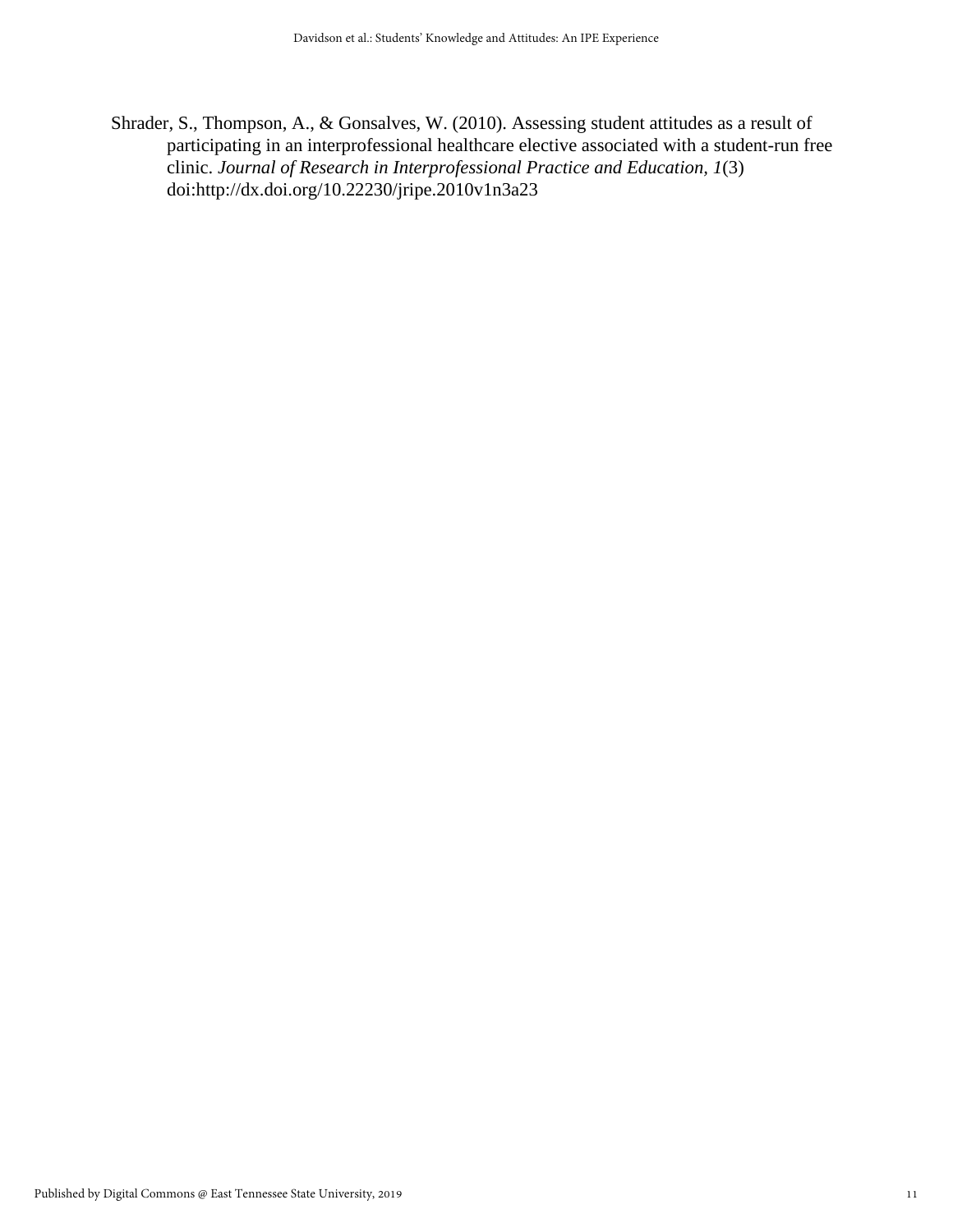Shrader, S., Thompson, A., & Gonsalves, W. (2010). Assessing student attitudes as a result of participating in an interprofessional healthcare elective associated with a student-run free clinic. *Journal of Research in Interprofessional Practice and Education, 1*(3) doi:http://dx.doi.org/10.22230/jripe.2010v1n3a23